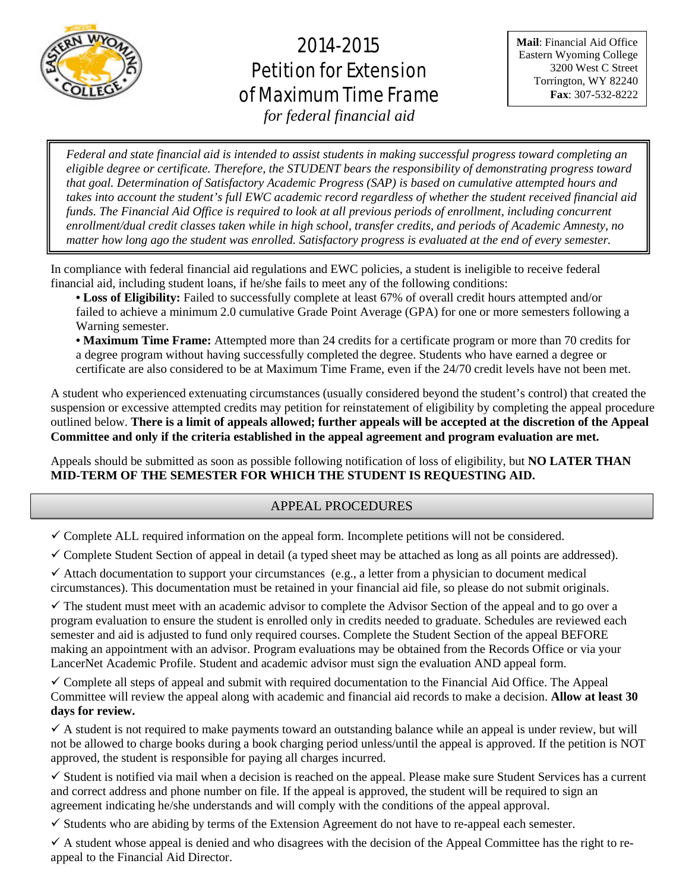# 2014-2015 Petition for Extension of Maximum Time Frame

*for federal financial aid*

**Mail**: Financial Aid Office
Eastern Wyoming College
3200 West C Street
Torrington, WY 82240
**Fax**: 307-532-8222

*Federal and state financial aid is intended to assist students in making successful progress toward completing an eligible degree or certificate. Therefore, the STUDENT bears the responsibility of demonstrating progress toward that goal. Determination of Satisfactory Academic Progress (SAP) is based on cumulative attempted hours and takes into account the student's full EWC academic record regardless of whether the student received financial aid funds. The Financial Aid Office is required to look at all previous periods of enrollment, including concurrent enrollment/dual credit classes taken while in high school, transfer credits, and periods of Academic Amnesty, no matter how long ago the student was enrolled. Satisfactory progress is evaluated at the end of every semester.*

In compliance with federal financial aid regulations and EWC policies, a student is ineligible to receive federal financial aid, including student loans, if he/she fails to meet any of the following conditions:

- **Loss of Eligibility:** Failed to successfully complete at least 67% of overall credit hours attempted and/or failed to achieve a minimum 2.0 cumulative Grade Point Average (GPA) for one or more semesters following a Warning semester.
- **Maximum Time Frame:** Attempted more than 24 credits for a certificate program or more than 70 credits for a degree program without having successfully completed the degree. Students who have earned a degree or certificate are also considered to be at Maximum Time Frame, even if the 24/70 credit levels have not been met.

A student who experienced extenuating circumstances (usually considered beyond the student's control) that created the suspension or excessive attempted credits may petition for reinstatement of eligibility by completing the appeal procedure outlined below. **There is a limit of appeals allowed; further appeals will be accepted at the discretion of the Appeal Committee and only if the criteria established in the appeal agreement and program evaluation are met.**

Appeals should be submitted as soon as possible following notification of loss of eligibility, but **NO LATER THAN MID-TERM OF THE SEMESTER FOR WHICH THE STUDENT IS REQUESTING AID.**

## APPEAL PROCEDURES

✓ Complete ALL required information on the appeal form. Incomplete petitions will not be considered.

✓ Complete Student Section of appeal in detail (a typed sheet may be attached as long as all points are addressed).

✓ Attach documentation to support your circumstances (e.g., a letter from a physician to document medical circumstances). This documentation must be retained in your financial aid file, so please do not submit originals.

✓ The student must meet with an academic advisor to complete the Advisor Section of the appeal and to go over a program evaluation to ensure the student is enrolled only in credits needed to graduate. Schedules are reviewed each semester and aid is adjusted to fund only required courses. Complete the Student Section of the appeal BEFORE making an appointment with an advisor. Program evaluations may be obtained from the Records Office or via your LancerNet Academic Profile. Student and academic advisor must sign the evaluation AND appeal form.

✓ Complete all steps of appeal and submit with required documentation to the Financial Aid Office. The Appeal Committee will review the appeal along with academic and financial aid records to make a decision. **Allow at least 30 days for review.**

✓ A student is not required to make payments toward an outstanding balance while an appeal is under review, but will not be allowed to charge books during a book charging period unless/until the appeal is approved. If the petition is NOT approved, the student is responsible for paying all charges incurred.

✓ Student is notified via mail when a decision is reached on the appeal. Please make sure Student Services has a current and correct address and phone number on file. If the appeal is approved, the student will be required to sign an agreement indicating he/she understands and will comply with the conditions of the appeal approval.

✓ Students who are abiding by terms of the Extension Agreement do not have to re-appeal each semester.

✓ A student whose appeal is denied and who disagrees with the decision of the Appeal Committee has the right to re-appeal to the Financial Aid Director.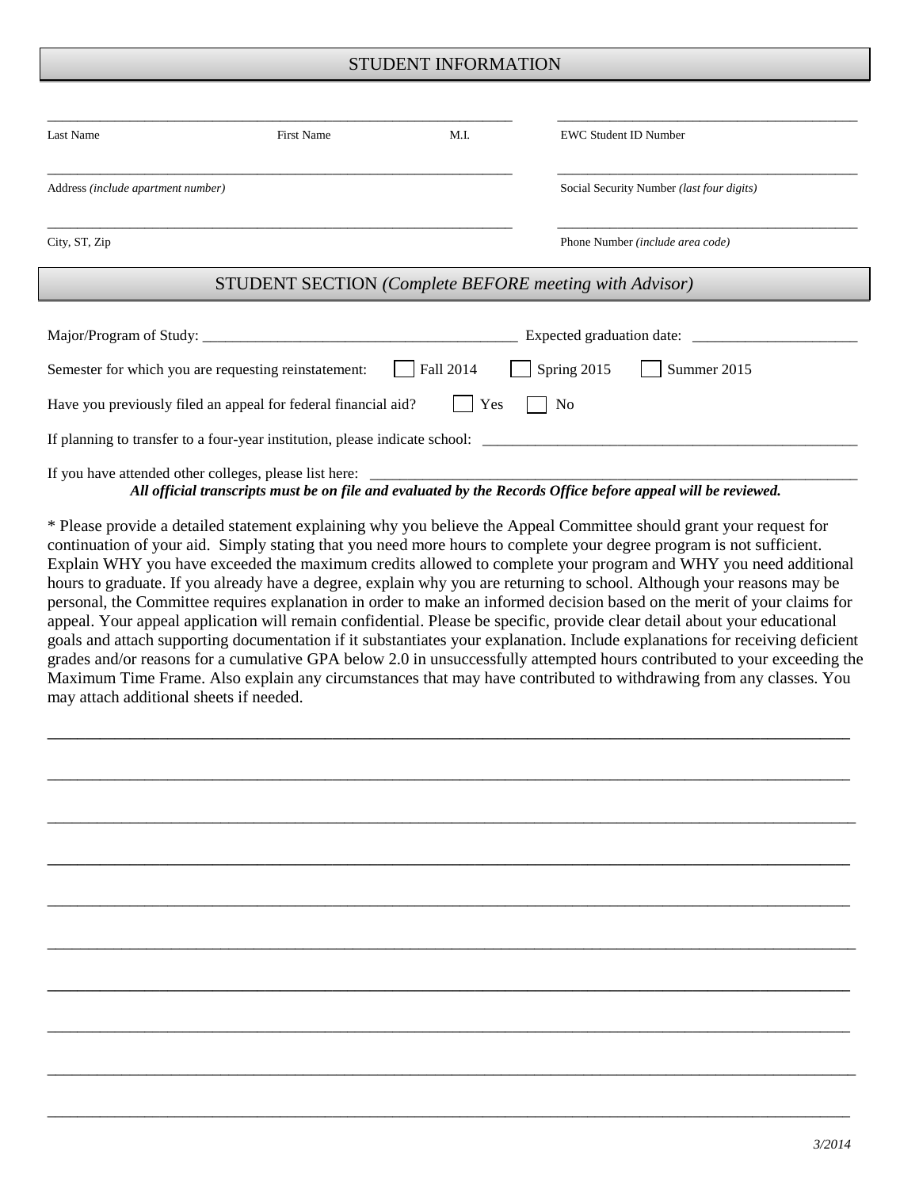## STUDENT INFORMATION

| | | | |
|---|---|---|---|
| Last Name | First Name | M.I. | EWC Student ID Number |
| Address *(include apartment number)* | | | Social Security Number *(last four digits)* |
| City, ST, Zip | | | Phone Number *(include area code)* |

## STUDENT SECTION *(Complete BEFORE meeting with Advisor)*

Major/Program of Study: ________________________________________ Expected graduation date: _____________________

Semester for which you are requesting reinstatement: ☐ Fall 2014 ☐ Spring 2015 ☐ Summer 2015

Have you previously filed an appeal for federal financial aid? ☐ Yes ☐ No

If planning to transfer to a four-year institution, please indicate school: ___________________________________________________

If you have attended other colleges, please list here: _____________________________________________________________

***All official transcripts must be on file and evaluated by the Records Office before appeal will be reviewed.***

* Please provide a detailed statement explaining why you believe the Appeal Committee should grant your request for continuation of your aid. Simply stating that you need more hours to complete your degree program is not sufficient. Explain WHY you have exceeded the maximum credits allowed to complete your program and WHY you need additional hours to graduate. If you already have a degree, explain why you are returning to school. Although your reasons may be personal, the Committee requires explanation in order to make an informed decision based on the merit of your claims for appeal. Your appeal application will remain confidential. Please be specific, provide clear detail about your educational goals and attach supporting documentation if it substantiates your explanation. Include explanations for receiving deficient grades and/or reasons for a cumulative GPA below 2.0 in unsuccessfully attempted hours contributed to your exceeding the Maximum Time Frame. Also explain any circumstances that may have contributed to withdrawing from any classes. You may attach additional sheets if needed.

____________________________________________________________________________________________

____________________________________________________________________________________________

____________________________________________________________________________________________

____________________________________________________________________________________________

____________________________________________________________________________________________

____________________________________________________________________________________________

____________________________________________________________________________________________

____________________________________________________________________________________________

____________________________________________________________________________________________

____________________________________________________________________________________________

*3/2014*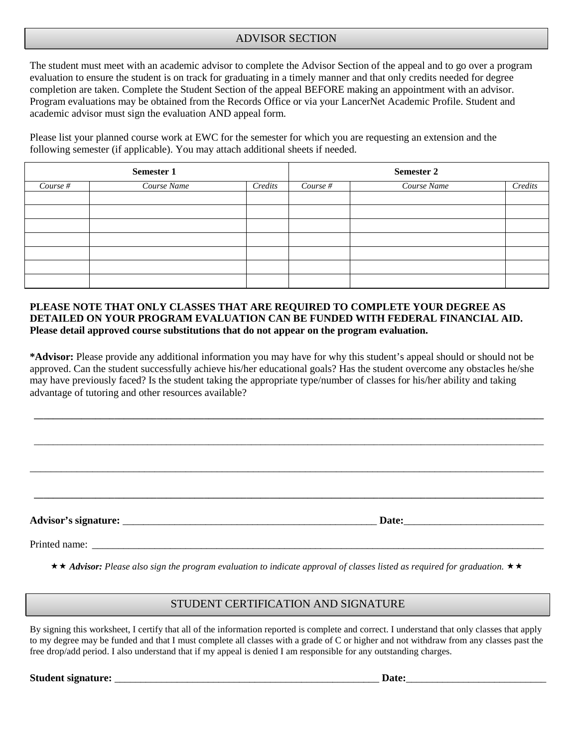## ADVISOR SECTION

The student must meet with an academic advisor to complete the Advisor Section of the appeal and to go over a program evaluation to ensure the student is on track for graduating in a timely manner and that only credits needed for degree completion are taken. Complete the Student Section of the appeal BEFORE making an appointment with an advisor. Program evaluations may be obtained from the Records Office or via your LancerNet Academic Profile. Student and academic advisor must sign the evaluation AND appeal form.

Please list your planned course work at EWC for the semester for which you are requesting an extension and the following semester (if applicable). You may attach additional sheets if needed.

| **Semester 1** | | | **Semester 2** | | |
|---|---|---|---|---|---|
| *Course #* | *Course Name* | *Credits* | *Course #* | *Course Name* | *Credits* |
| | | | | | |
| | | | | | |
| | | | | | |
| | | | | | |
| | | | | | |
| | | | | | |
| | | | | | |

**PLEASE NOTE THAT ONLY CLASSES THAT ARE REQUIRED TO COMPLETE YOUR DEGREE AS DETAILED ON YOUR PROGRAM EVALUATION CAN BE FUNDED WITH FEDERAL FINANCIAL AID. Please detail approved course substitutions that do not appear on the program evaluation.**

**\*Advisor:** Please provide any additional information you may have for why this student's appeal should or should not be approved. Can the student successfully achieve his/her educational goals? Has the student overcome any obstacles he/she may have previously faced? Is the student taking the appropriate type/number of classes for his/her ability and taking advantage of tutoring and other resources available?

\_\_\_\_\_\_\_\_\_\_\_\_\_\_\_\_\_\_\_\_\_\_\_\_\_\_\_\_\_\_\_\_\_\_\_\_\_\_\_\_\_\_\_\_\_\_\_\_\_\_\_\_\_\_\_\_\_\_\_\_\_\_\_\_\_\_\_\_\_\_\_\_\_\_\_\_\_\_\_\_

\_\_\_\_\_\_\_\_\_\_\_\_\_\_\_\_\_\_\_\_\_\_\_\_\_\_\_\_\_\_\_\_\_\_\_\_\_\_\_\_\_\_\_\_\_\_\_\_\_\_\_\_\_\_\_\_\_\_\_\_\_\_\_\_\_\_\_\_\_\_\_\_\_\_\_\_\_\_\_\_

\_\_\_\_\_\_\_\_\_\_\_\_\_\_\_\_\_\_\_\_\_\_\_\_\_\_\_\_\_\_\_\_\_\_\_\_\_\_\_\_\_\_\_\_\_\_\_\_\_\_\_\_\_\_\_\_\_\_\_\_\_\_\_\_\_\_\_\_\_\_\_\_\_\_\_\_\_\_\_\_

\_\_\_\_\_\_\_\_\_\_\_\_\_\_\_\_\_\_\_\_\_\_\_\_\_\_\_\_\_\_\_\_\_\_\_\_\_\_\_\_\_\_\_\_\_\_\_\_\_\_\_\_\_\_\_\_\_\_\_\_\_\_\_\_\_\_\_\_\_\_\_\_\_\_\_\_\_\_\_\_

**Advisor's signature:** \_\_\_\_\_\_\_\_\_\_\_\_\_\_\_\_\_\_\_\_\_\_\_\_\_\_\_\_\_\_\_\_\_\_\_\_\_\_\_\_ **Date:**\_\_\_\_\_\_\_\_\_\_\_\_\_\_\_\_\_\_\_\_\_\_

Printed name: \_\_\_\_\_\_\_\_\_\_\_\_\_\_\_\_\_\_\_\_\_\_\_\_\_\_\_\_\_\_\_\_\_\_\_\_\_\_\_\_\_\_\_\_\_\_\_\_\_\_\_\_\_\_\_\_\_\_\_\_\_\_\_\_\_\_\_\_\_\_\_\_

★★ ***Advisor:*** *Please also sign the program evaluation to indicate approval of classes listed as required for graduation.* ★★

## STUDENT CERTIFICATION AND SIGNATURE

By signing this worksheet, I certify that all of the information reported is complete and correct. I understand that only classes that apply to my degree may be funded and that I must complete all classes with a grade of C or higher and not withdraw from any classes past the free drop/add period. I also understand that if my appeal is denied I am responsible for any outstanding charges.

**Student signature:** \_\_\_\_\_\_\_\_\_\_\_\_\_\_\_\_\_\_\_\_\_\_\_\_\_\_\_\_\_\_\_\_\_\_\_\_\_\_\_\_\_ **Date:**\_\_\_\_\_\_\_\_\_\_\_\_\_\_\_\_\_\_\_\_\_\_